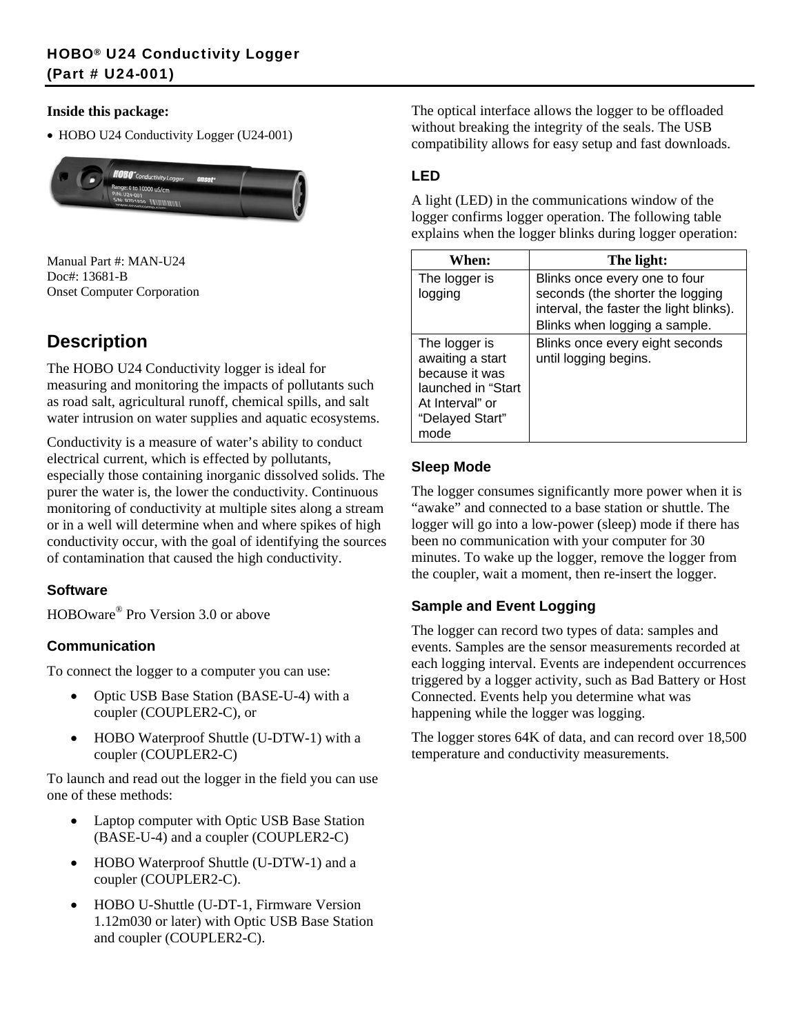**HOBO® U24 Conductivity Logger**
**(Part # U24-001)**

**Inside this package:**

- HOBO U24 Conductivity Logger (U24-001)

Manual Part #: MAN-U24
Doc#: 13681-B
Onset Computer Corporation

## Description

The HOBO U24 Conductivity logger is ideal for measuring and monitoring the impacts of pollutants such as road salt, agricultural runoff, chemical spills, and salt water intrusion on water supplies and aquatic ecosystems.

Conductivity is a measure of water's ability to conduct electrical current, which is effected by pollutants, especially those containing inorganic dissolved solids. The purer the water is, the lower the conductivity. Continuous monitoring of conductivity at multiple sites along a stream or in a well will determine when and where spikes of high conductivity occur, with the goal of identifying the sources of contamination that caused the high conductivity.

### Software

HOBOware® Pro Version 3.0 or above

### Communication

To connect the logger to a computer you can use:

- Optic USB Base Station (BASE-U-4) with a coupler (COUPLER2-C), or
- HOBO Waterproof Shuttle (U-DTW-1) with a coupler (COUPLER2-C)

To launch and read out the logger in the field you can use one of these methods:

- Laptop computer with Optic USB Base Station (BASE-U-4) and a coupler (COUPLER2-C)
- HOBO Waterproof Shuttle (U-DTW-1) and a coupler (COUPLER2-C).
- HOBO U-Shuttle (U-DT-1, Firmware Version 1.12m030 or later) with Optic USB Base Station and coupler (COUPLER2-C).

The optical interface allows the logger to be offloaded without breaking the integrity of the seals. The USB compatibility allows for easy setup and fast downloads.

### LED

A light (LED) in the communications window of the logger confirms logger operation. The following table explains when the logger blinks during logger operation:

| When: | The light: |
|---|---|
| The logger is logging | Blinks once every one to four seconds (the shorter the logging interval, the faster the light blinks). Blinks when logging a sample. |
| The logger is awaiting a start because it was launched in "Start At Interval" or "Delayed Start" mode | Blinks once every eight seconds until logging begins. |

### Sleep Mode

The logger consumes significantly more power when it is "awake" and connected to a base station or shuttle. The logger will go into a low-power (sleep) mode if there has been no communication with your computer for 30 minutes. To wake up the logger, remove the logger from the coupler, wait a moment, then re-insert the logger.

### Sample and Event Logging

The logger can record two types of data: samples and events. Samples are the sensor measurements recorded at each logging interval. Events are independent occurrences triggered by a logger activity, such as Bad Battery or Host Connected. Events help you determine what was happening while the logger was logging.

The logger stores 64K of data, and can record over 18,500 temperature and conductivity measurements.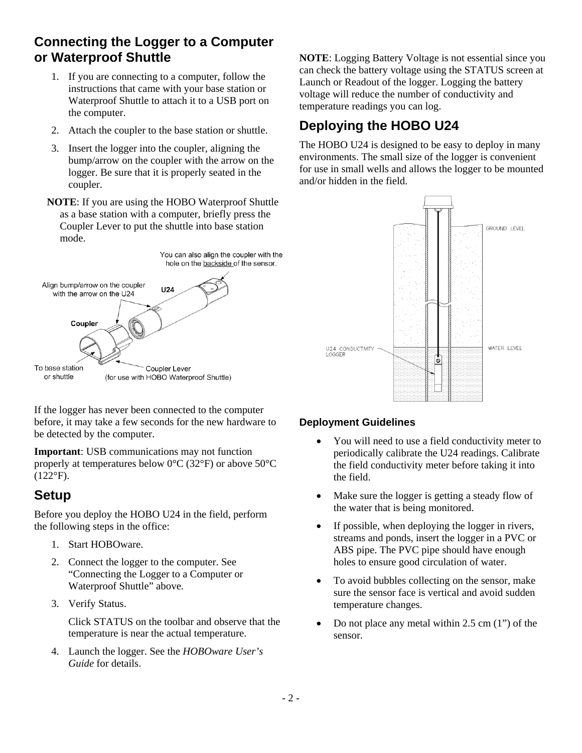## Connecting the Logger to a Computer or Waterproof Shuttle

1. If you are connecting to a computer, follow the instructions that came with your base station or Waterproof Shuttle to attach it to a USB port on the computer.
2. Attach the coupler to the base station or shuttle.
3. Insert the logger into the coupler, aligning the bump/arrow on the coupler with the arrow on the logger. Be sure that it is properly seated in the coupler.

**NOTE**: If you are using the HOBO Waterproof Shuttle as a base station with a computer, briefly press the Coupler Lever to put the shuttle into base station mode.

If the logger has never been connected to the computer before, it may take a few seconds for the new hardware to be detected by the computer.

**Important**: USB communications may not function properly at temperatures below 0°C (32°F) or above 50°C (122°F).

## Setup

Before you deploy the HOBO U24 in the field, perform the following steps in the office:

1. Start HOBOware.
2. Connect the logger to the computer. See "Connecting the Logger to a Computer or Waterproof Shuttle" above.
3. Verify Status.

   Click STATUS on the toolbar and observe that the temperature is near the actual temperature.
4. Launch the logger. See the *HOBOware User's Guide* for details.

**NOTE**: Logging Battery Voltage is not essential since you can check the battery voltage using the STATUS screen at Launch or Readout of the logger. Logging the battery voltage will reduce the number of conductivity and temperature readings you can log.

## Deploying the HOBO U24

The HOBO U24 is designed to be easy to deploy in many environments. The small size of the logger is convenient for use in small wells and allows the logger to be mounted and/or hidden in the field.

### Deployment Guidelines

- You will need to use a field conductivity meter to periodically calibrate the U24 readings. Calibrate the field conductivity meter before taking it into the field.
- Make sure the logger is getting a steady flow of the water that is being monitored.
- If possible, when deploying the logger in rivers, streams and ponds, insert the logger in a PVC or ABS pipe. The PVC pipe should have enough holes to ensure good circulation of water.
- To avoid bubbles collecting on the sensor, make sure the sensor face is vertical and avoid sudden temperature changes.
- Do not place any metal within 2.5 cm (1") of the sensor.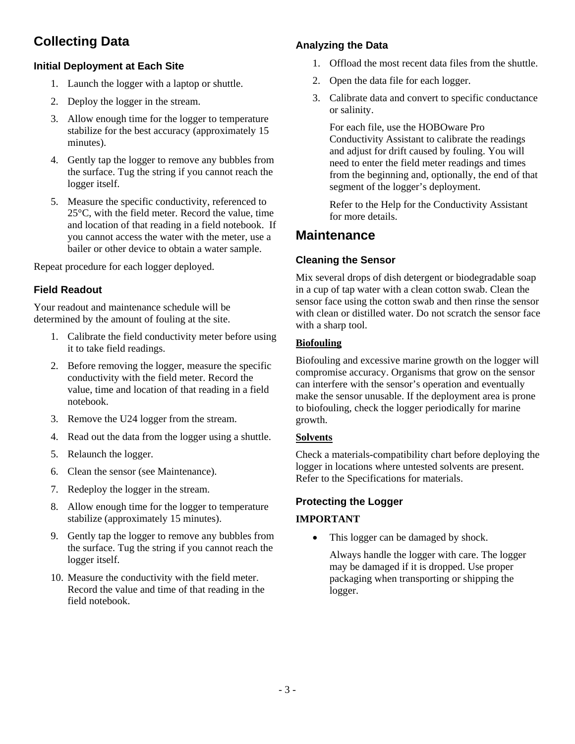## Collecting Data

### Initial Deployment at Each Site

1. Launch the logger with a laptop or shuttle.
2. Deploy the logger in the stream.
3. Allow enough time for the logger to temperature stabilize for the best accuracy (approximately 15 minutes).
4. Gently tap the logger to remove any bubbles from the surface. Tug the string if you cannot reach the logger itself.
5. Measure the specific conductivity, referenced to 25°C, with the field meter. Record the value, time and location of that reading in a field notebook. If you cannot access the water with the meter, use a bailer or other device to obtain a water sample.

Repeat procedure for each logger deployed.

### Field Readout

Your readout and maintenance schedule will be determined by the amount of fouling at the site.

1. Calibrate the field conductivity meter before using it to take field readings.
2. Before removing the logger, measure the specific conductivity with the field meter. Record the value, time and location of that reading in a field notebook.
3. Remove the U24 logger from the stream.
4. Read out the data from the logger using a shuttle.
5. Relaunch the logger.
6. Clean the sensor (see Maintenance).
7. Redeploy the logger in the stream.
8. Allow enough time for the logger to temperature stabilize (approximately 15 minutes).
9. Gently tap the logger to remove any bubbles from the surface. Tug the string if you cannot reach the logger itself.
10. Measure the conductivity with the field meter. Record the value and time of that reading in the field notebook.

### Analyzing the Data

1. Offload the most recent data files from the shuttle.
2. Open the data file for each logger.
3. Calibrate data and convert to specific conductance or salinity.

   For each file, use the HOBOware Pro Conductivity Assistant to calibrate the readings and adjust for drift caused by fouling. You will need to enter the field meter readings and times from the beginning and, optionally, the end of that segment of the logger's deployment.

   Refer to the Help for the Conductivity Assistant for more details.

## Maintenance

### Cleaning the Sensor

Mix several drops of dish detergent or biodegradable soap in a cup of tap water with a clean cotton swab. Clean the sensor face using the cotton swab and then rinse the sensor with clean or distilled water. Do not scratch the sensor face with a sharp tool.

**Biofouling**

Biofouling and excessive marine growth on the logger will compromise accuracy. Organisms that grow on the sensor can interfere with the sensor's operation and eventually make the sensor unusable. If the deployment area is prone to biofouling, check the logger periodically for marine growth.

**Solvents**

Check a materials-compatibility chart before deploying the logger in locations where untested solvents are present. Refer to the Specifications for materials.

### Protecting the Logger

**IMPORTANT**

- This logger can be damaged by shock.

  Always handle the logger with care. The logger may be damaged if it is dropped. Use proper packaging when transporting or shipping the logger.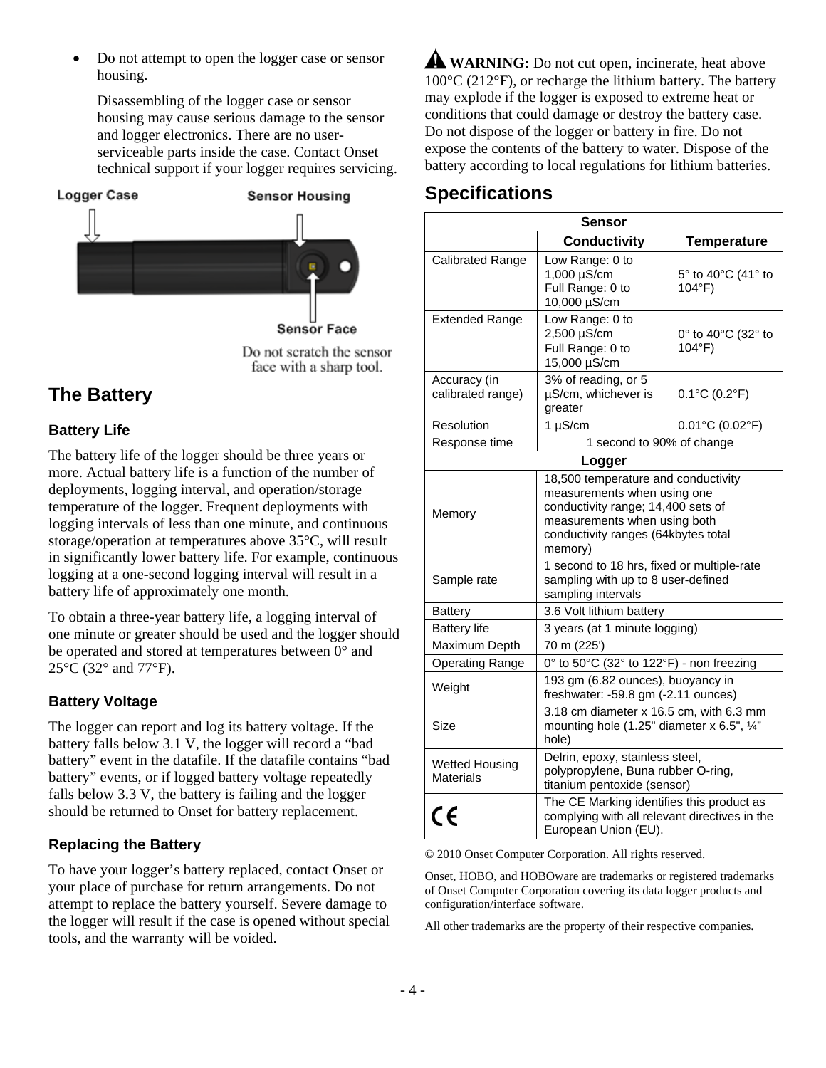- Do not attempt to open the logger case or sensor housing.

  Disassembling of the logger case or sensor housing may cause serious damage to the sensor and logger electronics. There are no user-serviceable parts inside the case. Contact Onset technical support if your logger requires servicing.

Logger Case

Sensor Housing

Sensor Face

Do not scratch the sensor face with a sharp tool.

## The Battery

### Battery Life

The battery life of the logger should be three years or more. Actual battery life is a function of the number of deployments, logging interval, and operation/storage temperature of the logger. Frequent deployments with logging intervals of less than one minute, and continuous storage/operation at temperatures above 35°C, will result in significantly lower battery life. For example, continuous logging at a one-second logging interval will result in a battery life of approximately one month.

To obtain a three-year battery life, a logging interval of one minute or greater should be used and the logger should be operated and stored at temperatures between 0° and 25°C (32° and 77°F).

### Battery Voltage

The logger can report and log its battery voltage. If the battery falls below 3.1 V, the logger will record a "bad battery" event in the datafile. If the datafile contains "bad battery" events, or if logged battery voltage repeatedly falls below 3.3 V, the battery is failing and the logger should be returned to Onset for battery replacement.

### Replacing the Battery

To have your logger's battery replaced, contact Onset or your place of purchase for return arrangements. Do not attempt to replace the battery yourself. Severe damage to the logger will result if the case is opened without special tools, and the warranty will be voided.

⚠ **WARNING:** Do not cut open, incinerate, heat above 100°C (212°F), or recharge the lithium battery. The battery may explode if the logger is exposed to extreme heat or conditions that could damage or destroy the battery case. Do not dispose of the logger or battery in fire. Do not expose the contents of the battery to water. Dispose of the battery according to local regulations for lithium batteries.

## Specifications

| Sensor | | |
|---|---|---|
| | **Conductivity** | **Temperature** |
| Calibrated Range | Low Range: 0 to 1,000 µS/cm<br>Full Range: 0 to 10,000 µS/cm | 5° to 40°C (41° to 104°F) |
| Extended Range | Low Range: 0 to 2,500 µS/cm<br>Full Range: 0 to 15,000 µS/cm | 0° to 40°C (32° to 104°F) |
| Accuracy (in calibrated range) | 3% of reading, or 5 µS/cm, whichever is greater | 0.1°C (0.2°F) |
| Resolution | 1 µS/cm | 0.01°C (0.02°F) |
| Response time | 1 second to 90% of change | |
| **Logger** | | |
| Memory | 18,500 temperature and conductivity measurements when using one conductivity range; 14,400 sets of measurements when using both conductivity ranges (64kbytes total memory) | |
| Sample rate | 1 second to 18 hrs, fixed or multiple-rate sampling with up to 8 user-defined sampling intervals | |
| Battery | 3.6 Volt lithium battery | |
| Battery life | 3 years (at 1 minute logging) | |
| Maximum Depth | 70 m (225') | |
| Operating Range | 0° to 50°C (32° to 122°F) - non freezing | |
| Weight | 193 gm (6.82 ounces), buoyancy in freshwater: -59.8 gm (-2.11 ounces) | |
| Size | 3.18 cm diameter x 16.5 cm, with 6.3 mm mounting hole (1.25" diameter x 6.5", ¼" hole) | |
| Wetted Housing Materials | Delrin, epoxy, stainless steel, polypropylene, Buna rubber O-ring, titanium pentoxide (sensor) | |
| CE | The CE Marking identifies this product as complying with all relevant directives in the European Union (EU). | |

© 2010 Onset Computer Corporation. All rights reserved.

Onset, HOBO, and HOBOware are trademarks or registered trademarks of Onset Computer Corporation covering its data logger products and configuration/interface software.

All other trademarks are the property of their respective companies.